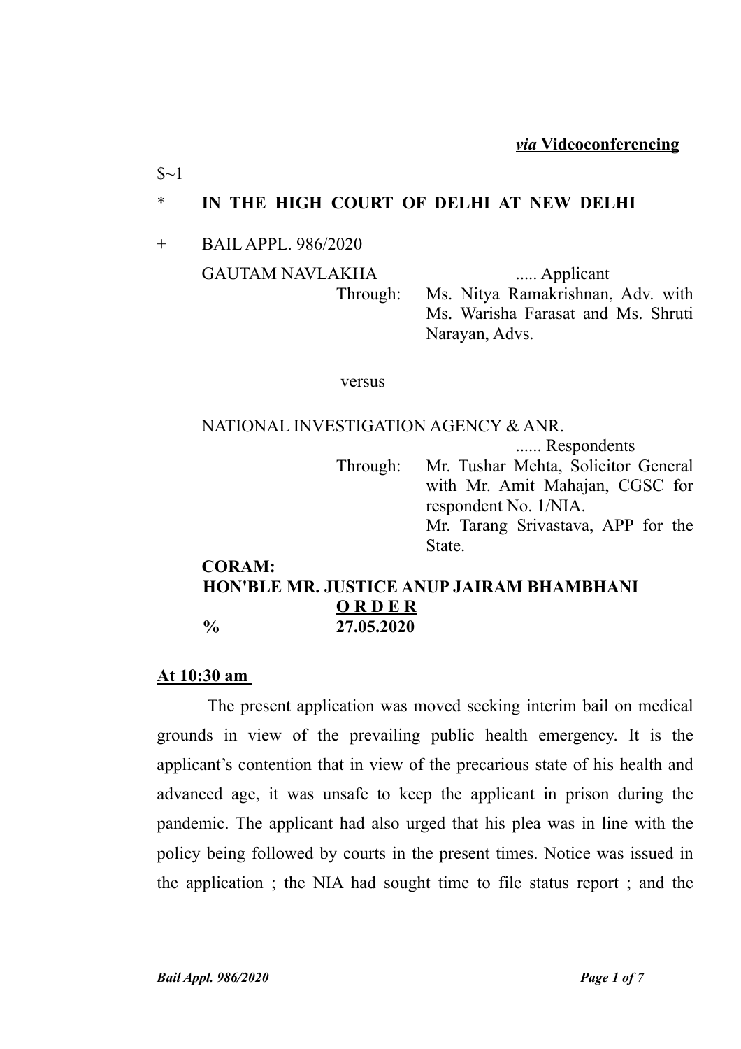***via* Videoconferencing**

$~1

\* **IN THE HIGH COURT OF DELHI AT NEW DELHI**

\+ BAIL APPL. 986/2020

GAUTAM NAVLAKHA ..... Applicant

Through: Ms. Nitya Ramakrishnan, Adv. with Ms. Warisha Farasat and Ms. Shruti Narayan, Advs.

versus

NATIONAL INVESTIGATION AGENCY & ANR. ...... Respondents

Through: Mr. Tushar Mehta, Solicitor General with Mr. Amit Mahajan, CGSC for respondent No. 1/NIA.
Mr. Tarang Srivastava, APP for the State.

**CORAM:**
**HON'BLE MR. JUSTICE ANUP JAIRAM BHAMBHANI**

**O R D E R**

**% 27.05.2020**

**At 10:30 am**

The present application was moved seeking interim bail on medical grounds in view of the prevailing public health emergency. It is the applicant's contention that in view of the precarious state of his health and advanced age, it was unsafe to keep the applicant in prison during the pandemic. The applicant had also urged that his plea was in line with the policy being followed by courts in the present times. Notice was issued in the application ; the NIA had sought time to file status report ; and the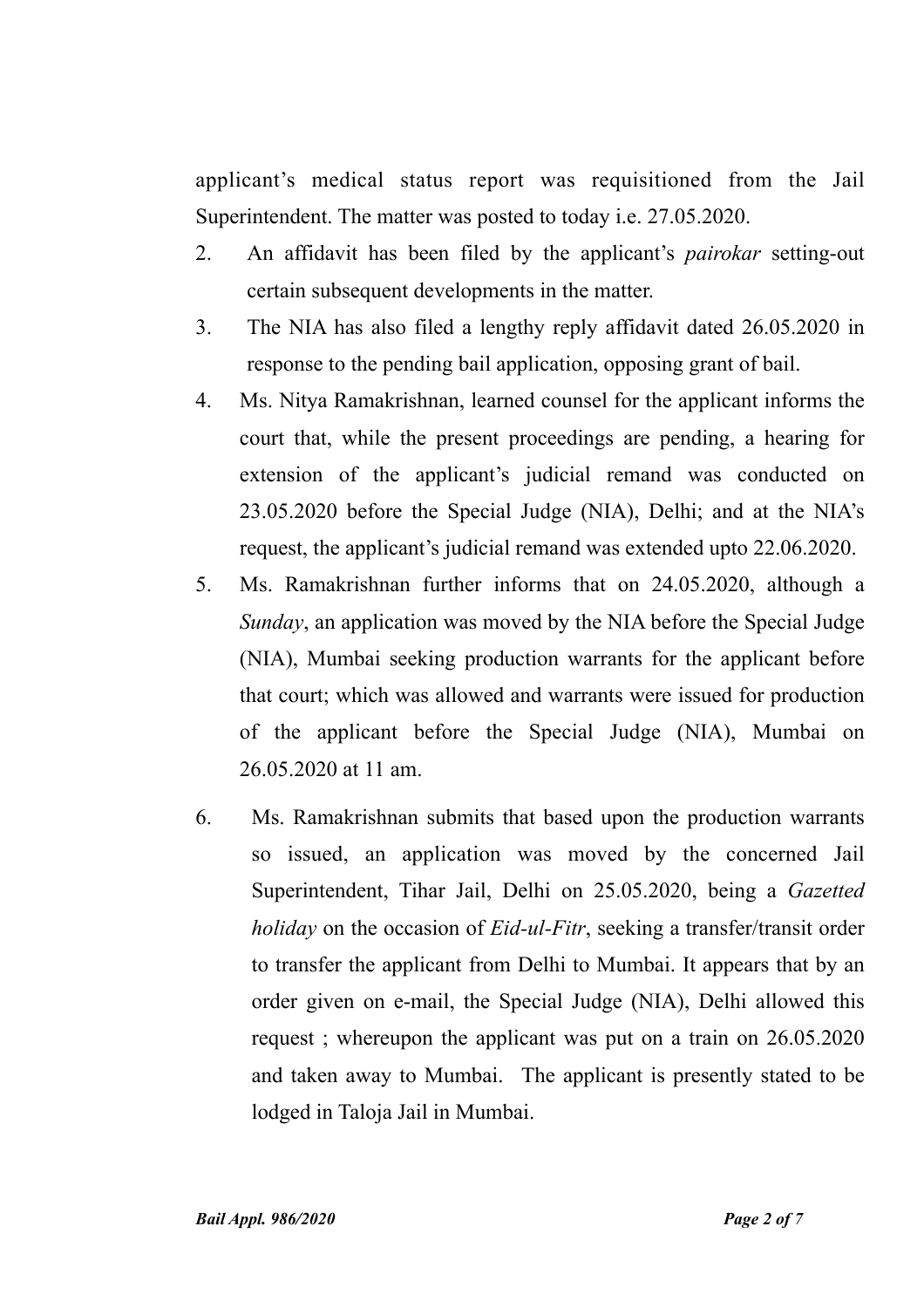applicant's medical status report was requisitioned from the Jail Superintendent. The matter was posted to today i.e. 27.05.2020.

2. An affidavit has been filed by the applicant's *pairokar* setting-out certain subsequent developments in the matter.

3. The NIA has also filed a lengthy reply affidavit dated 26.05.2020 in response to the pending bail application, opposing grant of bail.

4. Ms. Nitya Ramakrishnan, learned counsel for the applicant informs the court that, while the present proceedings are pending, a hearing for extension of the applicant's judicial remand was conducted on 23.05.2020 before the Special Judge (NIA), Delhi; and at the NIA's request, the applicant's judicial remand was extended upto 22.06.2020.

5. Ms. Ramakrishnan further informs that on 24.05.2020, although a *Sunday*, an application was moved by the NIA before the Special Judge (NIA), Mumbai seeking production warrants for the applicant before that court; which was allowed and warrants were issued for production of the applicant before the Special Judge (NIA), Mumbai on 26.05.2020 at 11 am.

6. Ms. Ramakrishnan submits that based upon the production warrants so issued, an application was moved by the concerned Jail Superintendent, Tihar Jail, Delhi on 25.05.2020, being a *Gazetted holiday* on the occasion of *Eid-ul-Fitr*, seeking a transfer/transit order to transfer the applicant from Delhi to Mumbai. It appears that by an order given on e-mail, the Special Judge (NIA), Delhi allowed this request ; whereupon the applicant was put on a train on 26.05.2020 and taken away to Mumbai. The applicant is presently stated to be lodged in Taloja Jail in Mumbai.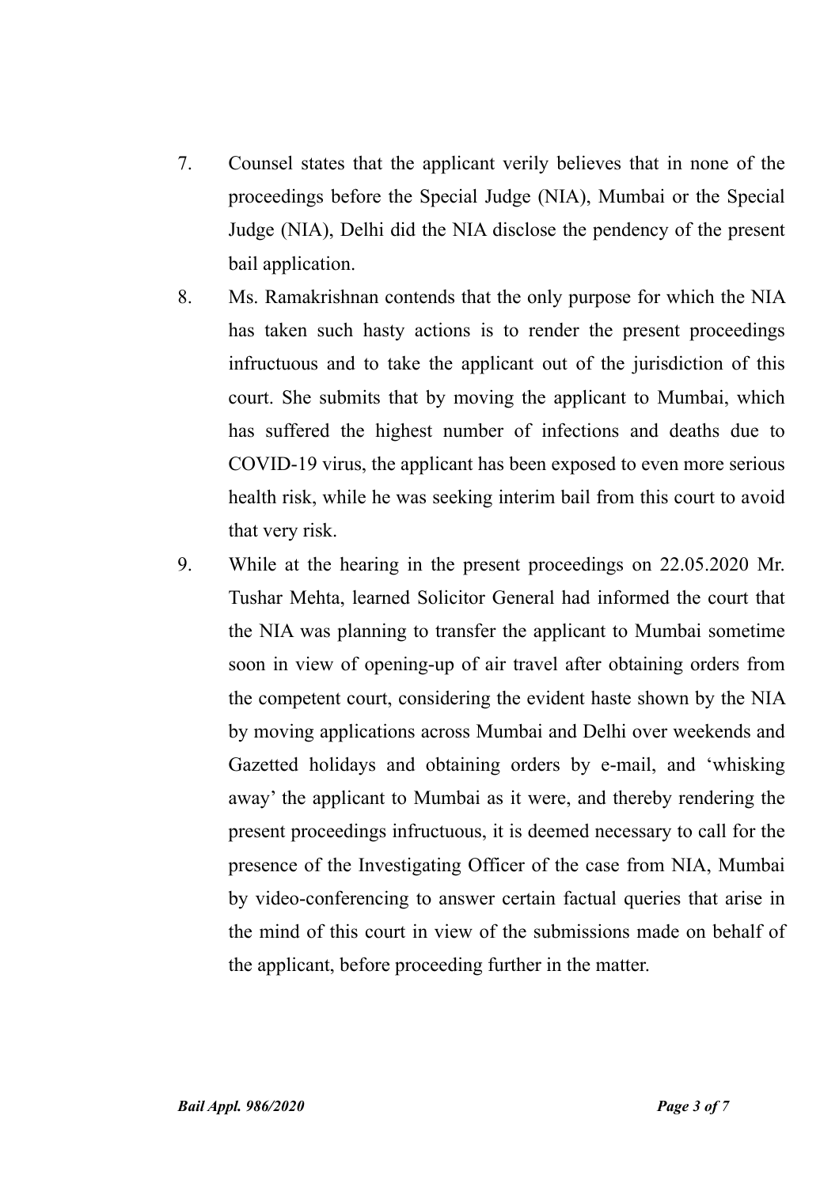7. Counsel states that the applicant verily believes that in none of the proceedings before the Special Judge (NIA), Mumbai or the Special Judge (NIA), Delhi did the NIA disclose the pendency of the present bail application.

8. Ms. Ramakrishnan contends that the only purpose for which the NIA has taken such hasty actions is to render the present proceedings infructuous and to take the applicant out of the jurisdiction of this court. She submits that by moving the applicant to Mumbai, which has suffered the highest number of infections and deaths due to COVID-19 virus, the applicant has been exposed to even more serious health risk, while he was seeking interim bail from this court to avoid that very risk.

9. While at the hearing in the present proceedings on 22.05.2020 Mr. Tushar Mehta, learned Solicitor General had informed the court that the NIA was planning to transfer the applicant to Mumbai sometime soon in view of opening-up of air travel after obtaining orders from the competent court, considering the evident haste shown by the NIA by moving applications across Mumbai and Delhi over weekends and Gazetted holidays and obtaining orders by e-mail, and 'whisking away' the applicant to Mumbai as it were, and thereby rendering the present proceedings infructuous, it is deemed necessary to call for the presence of the Investigating Officer of the case from NIA, Mumbai by video-conferencing to answer certain factual queries that arise in the mind of this court in view of the submissions made on behalf of the applicant, before proceeding further in the matter.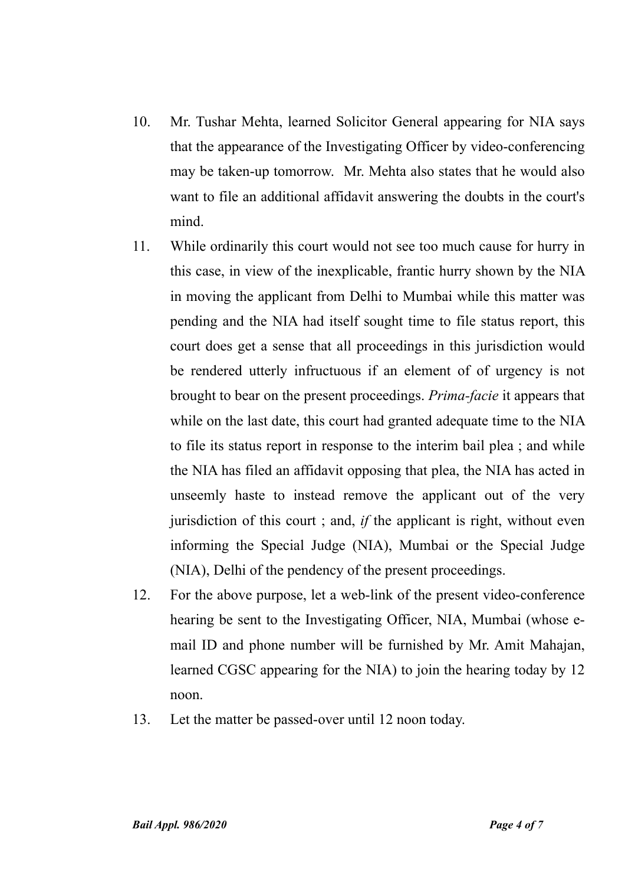10. Mr. Tushar Mehta, learned Solicitor General appearing for NIA says that the appearance of the Investigating Officer by video-conferencing may be taken-up tomorrow. Mr. Mehta also states that he would also want to file an additional affidavit answering the doubts in the court's mind.

11. While ordinarily this court would not see too much cause for hurry in this case, in view of the inexplicable, frantic hurry shown by the NIA in moving the applicant from Delhi to Mumbai while this matter was pending and the NIA had itself sought time to file status report, this court does get a sense that all proceedings in this jurisdiction would be rendered utterly infructuous if an element of of urgency is not brought to bear on the present proceedings. *Prima-facie* it appears that while on the last date, this court had granted adequate time to the NIA to file its status report in response to the interim bail plea ; and while the NIA has filed an affidavit opposing that plea, the NIA has acted in unseemly haste to instead remove the applicant out of the very jurisdiction of this court ; and, *if* the applicant is right, without even informing the Special Judge (NIA), Mumbai or the Special Judge (NIA), Delhi of the pendency of the present proceedings.

12. For the above purpose, let a web-link of the present video-conference hearing be sent to the Investigating Officer, NIA, Mumbai (whose e-mail ID and phone number will be furnished by Mr. Amit Mahajan, learned CGSC appearing for the NIA) to join the hearing today by 12 noon.

13. Let the matter be passed-over until 12 noon today.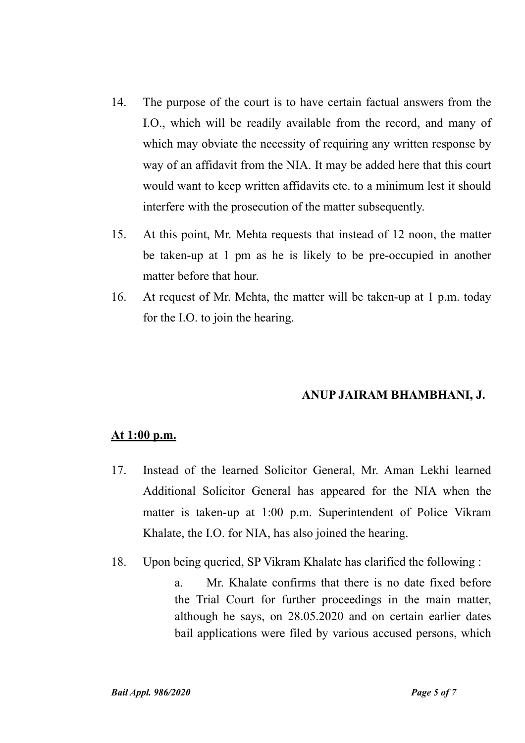14. The purpose of the court is to have certain factual answers from the I.O., which will be readily available from the record, and many of which may obviate the necessity of requiring any written response by way of an affidavit from the NIA. It may be added here that this court would want to keep written affidavits etc. to a minimum lest it should interfere with the prosecution of the matter subsequently.

15. At this point, Mr. Mehta requests that instead of 12 noon, the matter be taken-up at 1 pm as he is likely to be pre-occupied in another matter before that hour.

16. At request of Mr. Mehta, the matter will be taken-up at 1 p.m. today for the I.O. to join the hearing.

**ANUP JAIRAM BHAMBHANI, J.**

**<u>At 1:00 p.m.</u>**

17. Instead of the learned Solicitor General, Mr. Aman Lekhi learned Additional Solicitor General has appeared for the NIA when the matter is taken-up at 1:00 p.m. Superintendent of Police Vikram Khalate, the I.O. for NIA, has also joined the hearing.

18. Upon being queried, SP Vikram Khalate has clarified the following :

    a. Mr. Khalate confirms that there is no date fixed before the Trial Court for further proceedings in the main matter, although he says, on 28.05.2020 and on certain earlier dates bail applications were filed by various accused persons, which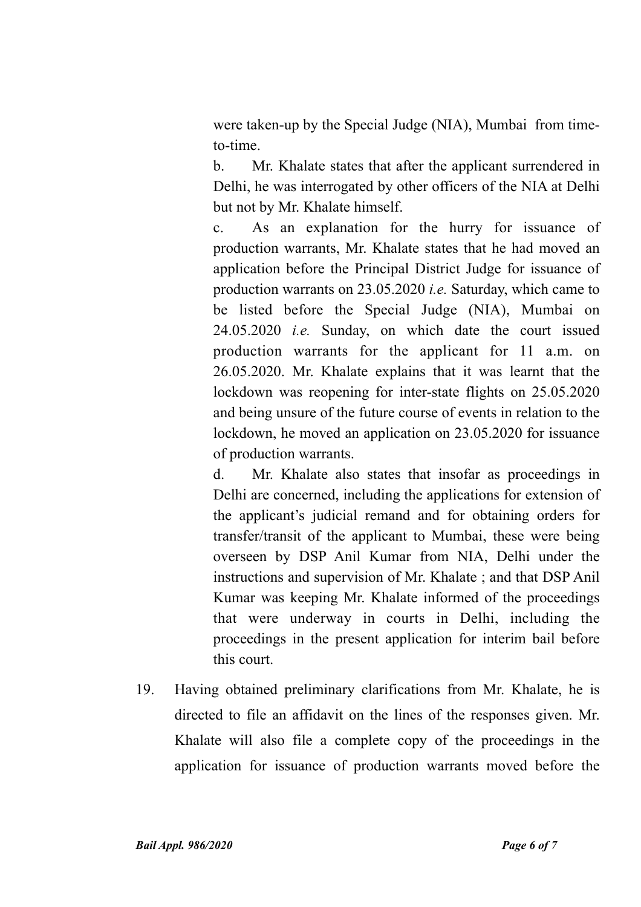were taken-up by the Special Judge (NIA), Mumbai from time-to-time.

b. Mr. Khalate states that after the applicant surrendered in Delhi, he was interrogated by other officers of the NIA at Delhi but not by Mr. Khalate himself.

c. As an explanation for the hurry for issuance of production warrants, Mr. Khalate states that he had moved an application before the Principal District Judge for issuance of production warrants on 23.05.2020 *i.e.* Saturday, which came to be listed before the Special Judge (NIA), Mumbai on 24.05.2020 *i.e.* Sunday, on which date the court issued production warrants for the applicant for 11 a.m. on 26.05.2020. Mr. Khalate explains that it was learnt that the lockdown was reopening for inter-state flights on 25.05.2020 and being unsure of the future course of events in relation to the lockdown, he moved an application on 23.05.2020 for issuance of production warrants.

d. Mr. Khalate also states that insofar as proceedings in Delhi are concerned, including the applications for extension of the applicant's judicial remand and for obtaining orders for transfer/transit of the applicant to Mumbai, these were being overseen by DSP Anil Kumar from NIA, Delhi under the instructions and supervision of Mr. Khalate ; and that DSP Anil Kumar was keeping Mr. Khalate informed of the proceedings that were underway in courts in Delhi, including the proceedings in the present application for interim bail before this court.

19. Having obtained preliminary clarifications from Mr. Khalate, he is directed to file an affidavit on the lines of the responses given. Mr. Khalate will also file a complete copy of the proceedings in the application for issuance of production warrants moved before the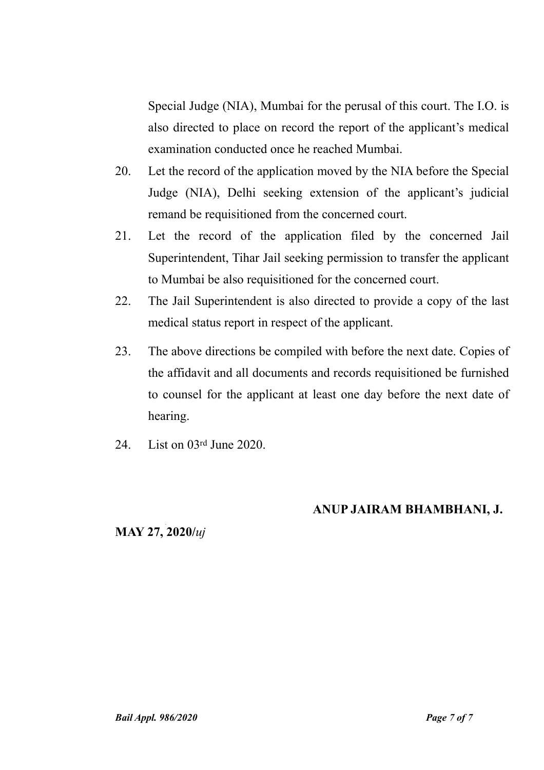Special Judge (NIA), Mumbai for the perusal of this court. The I.O. is also directed to place on record the report of the applicant's medical examination conducted once he reached Mumbai.

20. Let the record of the application moved by the NIA before the Special Judge (NIA), Delhi seeking extension of the applicant's judicial remand be requisitioned from the concerned court.

21. Let the record of the application filed by the concerned Jail Superintendent, Tihar Jail seeking permission to transfer the applicant to Mumbai be also requisitioned for the concerned court.

22. The Jail Superintendent is also directed to provide a copy of the last medical status report in respect of the applicant.

23. The above directions be compiled with before the next date. Copies of the affidavit and all documents and records requisitioned be furnished to counsel for the applicant at least one day before the next date of hearing.

24. List on 03rd June 2020.

**ANUP JAIRAM BHAMBHANI, J.**

**MAY 27, 2020**/*uj*